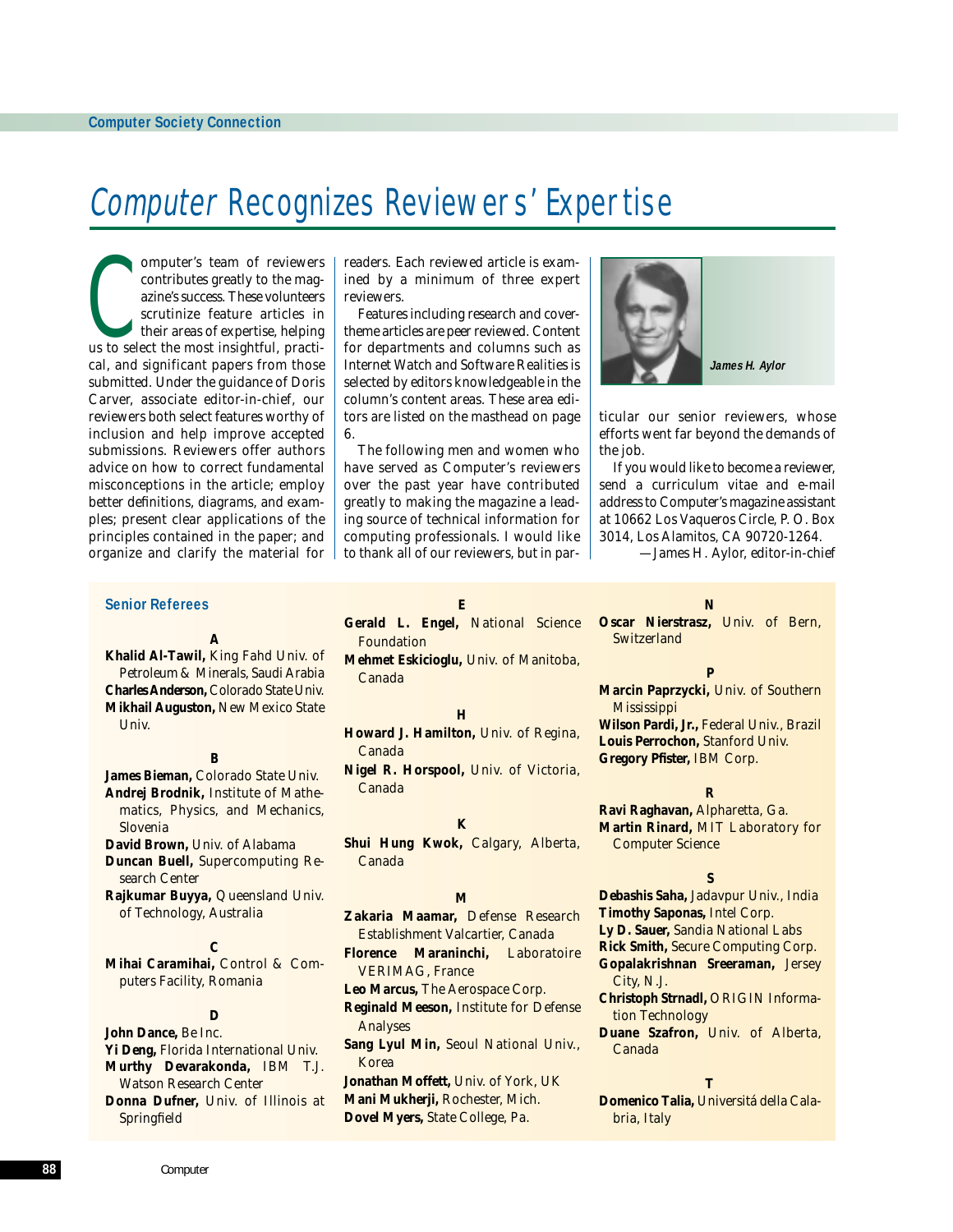# *Computer* Recognizes Reviewers' Expertise

*Computer*'s team of reviewers contributes greatly to the magazine's success. These volunteers scrutinize feature articles in their areas of expertise, helping us to select the most insightful, practical, and significant papers from those submitted. Under the guidance of Doris Carver, associate editor-in-chief, our reviewers both select features worthy of inclusion and help improve accepted submissions. Reviewers offer authors advice on how to correct fundamental misconceptions in the article; employ better definitions, diagrams, and examples; present clear applications of the principles contained in the paper; and organize and clarify the material for readers. Each reviewed article is examined by a minimum of three expert reviewers.

Features including research and cover-theme articles are peer reviewed. Content for departments and columns such as Internet Watch and Software Realities is selected by editors knowledgeable in the column's content areas. These area editors are listed on the masthead on page 6.

The following men and women who have served as *Computer*'s reviewers over the past year have contributed greatly to making the magazine a leading source of technical information for computing professionals. I would like to thank all of our reviewers, but in particular our senior reviewers, whose efforts went far beyond the demands of the job.

*James H. Aylor*

If you would like to become a reviewer, send a curriculum vitae and e-mail address to *Computer*'s magazine assistant at 10662 Los Vaqueros Circle, P. O. Box 3014, Los Alamitos, CA 90720-1264.

—James H. Aylor, editor-in-chief

## Senior Referees

**A**

**Khalid Al-Tawil,** King Fahd Univ. of Petroleum & Minerals, Saudi Arabia
**Charles Anderson,** Colorado State Univ.
**Mikhail Auguston,** New Mexico State Univ.

**B**

**James Bieman,** Colorado State Univ.
**Andrej Brodnik,** Institute of Mathematics, Physics, and Mechanics, Slovenia
**David Brown,** Univ. of Alabama
**Duncan Buell,** Supercomputing Research Center
**Rajkumar Buyya,** Queensland Univ. of Technology, Australia

**C**

**Mihai Caramihai,** Control & Computers Facility, Romania

**D**

**John Dance,** Be Inc.
**Yi Deng,** Florida International Univ.
**Murthy Devarakonda,** IBM T.J. Watson Research Center
**Donna Dufner,** Univ. of Illinois at Springfield

**E**

**Gerald L. Engel,** National Science Foundation
**Mehmet Eskicioglu,** Univ. of Manitoba, Canada

**H**

**Howard J. Hamilton,** Univ. of Regina, Canada
**Nigel R. Horspool,** Univ. of Victoria, Canada

**K**

**Shui Hung Kwok,** Calgary, Alberta, Canada

**M**

**Zakaria Maamar,** Defense Research Establishment Valcartier, Canada
**Florence Maraninchi,** Laboratoire VERIMAG, France
**Leo Marcus,** The Aerospace Corp.
**Reginald Meeson,** Institute for Defense Analyses
**Sang Lyul Min,** Seoul National Univ., Korea
**Jonathan Moffett,** Univ. of York, UK
**Mani Mukherji,** Rochester, Mich.
**Dovel Myers,** State College, Pa.

**N**

**Oscar Nierstrasz,** Univ. of Bern, Switzerland

**P**

**Marcin Paprzycki,** Univ. of Southern Mississippi
**Wilson Pardi, Jr.,** Federal Univ., Brazil
**Louis Perrochon,** Stanford Univ.
**Gregory Pfister,** IBM Corp.

**R**

**Ravi Raghavan,** Alpharetta, Ga.
**Martin Rinard,** MIT Laboratory for Computer Science

**S**

**Debashis Saha,** Jadavpur Univ., India
**Timothy Saponas,** Intel Corp.
**Ly D. Sauer,** Sandia National Labs
**Rick Smith,** Secure Computing Corp.
**Gopalakrishnan Sreeraman,** Jersey City, N.J.
**Christoph Strnadl,** ORIGIN Information Technology
**Duane Szafron,** Univ. of Alberta, Canada

**T**

**Domenico Talia,** Universitá della Calabria, Italy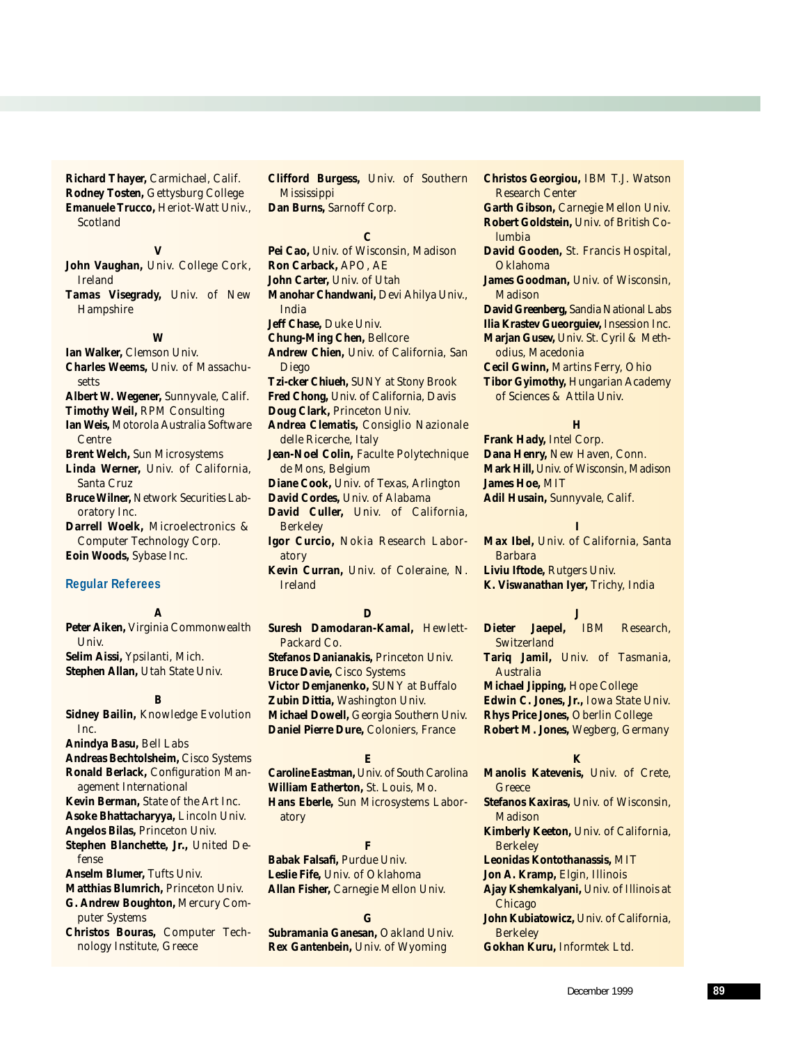**Richard Thayer,** Carmichael, Calif.
**Rodney Tosten,** Gettysburg College
**Emanuele Trucco,** Heriot-Watt Univ., Scotland

### V

**John Vaughan,** Univ. College Cork, Ireland
**Tamas Visegrady,** Univ. of New Hampshire

### W

**Ian Walker,** Clemson Univ.
**Charles Weems,** Univ. of Massachusetts
**Albert W. Wegener,** Sunnyvale, Calif.
**Timothy Weil,** RPM Consulting
**Ian Weis,** Motorola Australia Software Centre
**Brent Welch,** Sun Microsystems
**Linda Werner,** Univ. of California, Santa Cruz
**Bruce Wilner,** Network Securities Laboratory Inc.
**Darrell Woelk,** Microelectronics & Computer Technology Corp.
**Eoin Woods,** Sybase Inc.

## Regular Referees

### A

**Peter Aiken,** Virginia Commonwealth Univ.
**Selim Aissi,** Ypsilanti, Mich.
**Stephen Allan,** Utah State Univ.

### B

**Sidney Bailin,** Knowledge Evolution Inc.
**Anindya Basu,** Bell Labs
**Andreas Bechtolsheim,** Cisco Systems
**Ronald Berlack,** Configuration Management International
**Kevin Berman,** State of the Art Inc.
**Asoke Bhattacharyya,** Lincoln Univ.
**Angelos Bilas,** Princeton Univ.
**Stephen Blanchette, Jr.,** United Defense
**Anselm Blumer,** Tufts Univ.
**Matthias Blumrich,** Princeton Univ.
**G. Andrew Boughton,** Mercury Computer Systems
**Christos Bouras,** Computer Technology Institute, Greece
**Clifford Burgess,** Univ. of Southern Mississippi
**Dan Burns,** Sarnoff Corp.

### C

**Pei Cao,** Univ. of Wisconsin, Madison
**Ron Carback,** APO, AE
**John Carter,** Univ. of Utah
**Manohar Chandwani,** Devi Ahilya Univ., India
**Jeff Chase,** Duke Univ.
**Chung-Ming Chen,** Bellcore
**Andrew Chien,** Univ. of California, San Diego
**Tzi-cker Chiueh,** SUNY at Stony Brook
**Fred Chong,** Univ. of California, Davis
**Doug Clark,** Princeton Univ.
**Andrea Clematis,** Consiglio Nazionale delle Ricerche, Italy
**Jean-Noel Colin,** Faculte Polytechnique de Mons, Belgium
**Diane Cook,** Univ. of Texas, Arlington
**David Cordes,** Univ. of Alabama
**David Culler,** Univ. of California, Berkeley
**Igor Curcio,** Nokia Research Laboratory
**Kevin Curran,** Univ. of Coleraine, N. Ireland

### D

**Suresh Damodaran-Kamal,** Hewlett-Packard Co.
**Stefanos Damianakis,** Princeton Univ.
**Bruce Davie,** Cisco Systems
**Victor Demjanenko,** SUNY at Buffalo
**Zubin Dittia,** Washington Univ.
**Michael Dowell,** Georgia Southern Univ.
**Daniel Pierre Dure,** Coloniers, France

### E

**Caroline Eastman,** Univ. of South Carolina
**William Eatherton,** St. Louis, Mo.
**Hans Eberle,** Sun Microsystems Laboratory

### F

**Babak Falsafi,** Purdue Univ.
**Leslie Fife,** Univ. of Oklahoma
**Allan Fisher,** Carnegie Mellon Univ.

### G

**Subramania Ganesan,** Oakland Univ.
**Rex Gantenbein,** Univ. of Wyoming
**Christos Georgiou,** IBM T.J. Watson Research Center
**Garth Gibson,** Carnegie Mellon Univ.
**Robert Goldstein,** Univ. of British Columbia
**David Gooden,** St. Francis Hospital, Oklahoma
**James Goodman,** Univ. of Wisconsin, Madison
**David Greenberg,** Sandia National Labs
**Ilia Krastev Gueorguiev,** Insession Inc.
**Marjan Gusev,** Univ. St. Cyril & Methodius, Macedonia
**Cecil Gwinn,** Martins Ferry, Ohio
**Tibor Gyimothy,** Hungarian Academy of Sciences & Attila Univ.

### H

**Frank Hady,** Intel Corp.
**Dana Henry,** New Haven, Conn.
**Mark Hill,** Univ. of Wisconsin, Madison
**James Hoe,** MIT
**Adil Husain,** Sunnyvale, Calif.

### I

**Max Ibel,** Univ. of California, Santa Barbara
**Liviu Iftode,** Rutgers Univ.
**K. Viswanathan Iyer,** Trichy, India

### J

**Dieter Jaepel,** IBM Research, Switzerland
**Tariq Jamil,** Univ. of Tasmania, Australia
**Michael Jipping,** Hope College
**Edwin C. Jones, Jr.,** Iowa State Univ.
**Rhys Price Jones,** Oberlin College
**Robert M. Jones,** Wegberg, Germany

### K

**Manolis Katevenis,** Univ. of Crete, Greece
**Stefanos Kaxiras,** Univ. of Wisconsin, Madison
**Kimberly Keeton,** Univ. of California, Berkeley
**Leonidas Kontothanassis,** MIT
**Jon A. Kramp,** Elgin, Illinois
**Ajay Kshemkalyani,** Univ. of Illinois at Chicago
**John Kubiatowicz,** Univ. of California, Berkeley
**Gokhan Kuru,** Informtek Ltd.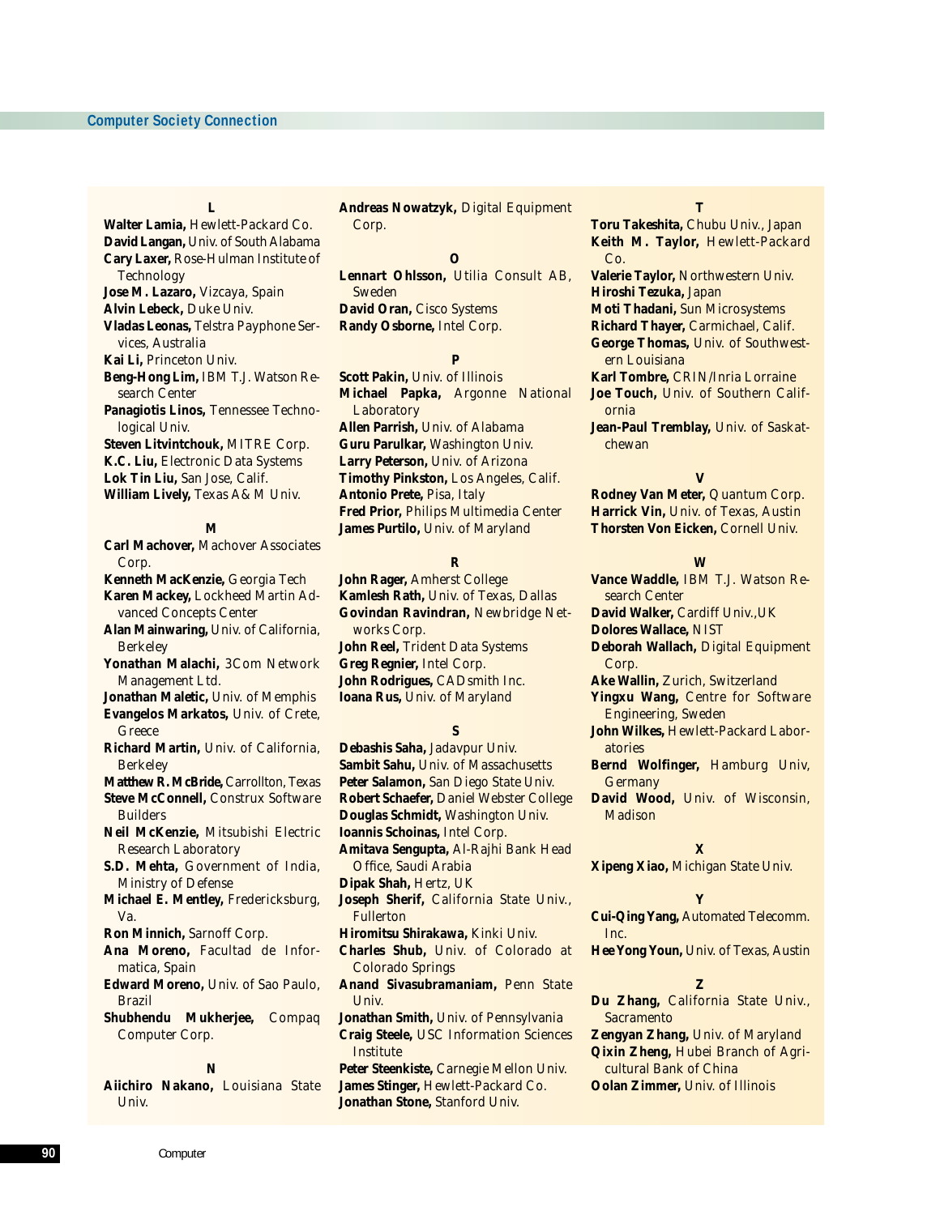### L

**Walter Lamia,** Hewlett-Packard Co.
**David Langan,** Univ. of South Alabama
**Cary Laxer,** Rose-Hulman Institute of Technology
**Jose M. Lazaro,** Vizcaya, Spain
**Alvin Lebeck,** Duke Univ.
**Vladas Leonas,** Telstra Payphone Services, Australia
**Kai Li,** Princeton Univ.
**Beng-Hong Lim,** IBM T.J. Watson Research Center
**Panagiotis Linos,** Tennessee Technological Univ.
**Steven Litvintchouk,** MITRE Corp.
**K.C. Liu,** Electronic Data Systems
**Lok Tin Liu,** San Jose, Calif.
**William Lively,** Texas A& M Univ.

### M

**Carl Machover,** Machover Associates Corp.
**Kenneth MacKenzie,** Georgia Tech
**Karen Mackey,** Lockheed Martin Advanced Concepts Center
**Alan Mainwaring,** Univ. of California, Berkeley
**Yonathan Malachi,** 3Com Network Management Ltd.
**Jonathan Maletic,** Univ. of Memphis
**Evangelos Markatos,** Univ. of Crete, Greece
**Richard Martin,** Univ. of California, Berkeley
**Matthew R. McBride,** Carrollton, Texas
**Steve McConnell,** Construx Software Builders
**Neil McKenzie,** Mitsubishi Electric Research Laboratory
**S.D. Mehta,** Government of India, Ministry of Defense
**Michael E. Mentley,** Fredericksburg, Va.
**Ron Minnich,** Sarnoff Corp.
**Ana Moreno,** Facultad de Informatica, Spain
**Edward Moreno,** Univ. of Sao Paulo, Brazil
**Shubhendu Mukherjee,** Compaq Computer Corp.

### N

**Aiichiro Nakano,** Louisiana State Univ.
**Andreas Nowatzyk,** Digital Equipment Corp.

### O

**Lennart Ohlsson,** Utilia Consult AB, Sweden
**David Oran,** Cisco Systems
**Randy Osborne,** Intel Corp.

### P

**Scott Pakin,** Univ. of Illinois
**Michael Papka,** Argonne National Laboratory
**Allen Parrish,** Univ. of Alabama
**Guru Parulkar,** Washington Univ.
**Larry Peterson,** Univ. of Arizona
**Timothy Pinkston,** Los Angeles, Calif.
**Antonio Prete,** Pisa, Italy
**Fred Prior,** Philips Multimedia Center
**James Purtilo,** Univ. of Maryland

### R

**John Rager,** Amherst College
**Kamlesh Rath,** Univ. of Texas, Dallas
**Govindan Ravindran,** Newbridge Networks Corp.
**John Reel,** Trident Data Systems
**Greg Regnier,** Intel Corp.
**John Rodrigues,** CADsmith Inc.
**Ioana Rus,** Univ. of Maryland

### S

**Debashis Saha,** Jadavpur Univ.
**Sambit Sahu,** Univ. of Massachusetts
**Peter Salamon,** San Diego State Univ.
**Robert Schaefer,** Daniel Webster College
**Douglas Schmidt,** Washington Univ.
**Ioannis Schoinas,** Intel Corp.
**Amitava Sengupta,** Al-Rajhi Bank Head Office, Saudi Arabia
**Dipak Shah,** Hertz, UK
**Joseph Sherif,** California State Univ., Fullerton
**Hiromitsu Shirakawa,** Kinki Univ.
**Charles Shub,** Univ. of Colorado at Colorado Springs
**Anand Sivasubramaniam,** Penn State Univ.
**Jonathan Smith,** Univ. of Pennsylvania
**Craig Steele,** USC Information Sciences Institute
**Peter Steenkiste,** Carnegie Mellon Univ.
**James Stinger,** Hewlett-Packard Co.
**Jonathan Stone,** Stanford Univ.

### T

**Toru Takeshita,** Chubu Univ., Japan
**Keith M. Taylor,** Hewlett-Packard Co.
**Valerie Taylor,** Northwestern Univ.
**Hiroshi Tezuka,** Japan
**Moti Thadani,** Sun Microsystems
**Richard Thayer,** Carmichael, Calif.
**George Thomas,** Univ. of Southwestern Louisiana
**Karl Tombre,** CRIN/Inria Lorraine
**Joe Touch,** Univ. of Southern California
**Jean-Paul Tremblay,** Univ. of Saskatchewan

### V

**Rodney Van Meter,** Quantum Corp.
**Harrick Vin,** Univ. of Texas, Austin
**Thorsten Von Eicken,** Cornell Univ.

### W

**Vance Waddle,** IBM T.J. Watson Research Center
**David Walker,** Cardiff Univ.,UK
**Dolores Wallace,** NIST
**Deborah Wallach,** Digital Equipment Corp.
**Ake Wallin,** Zurich, Switzerland
**Yingxu Wang,** Centre for Software Engineering, Sweden
**John Wilkes,** Hewlett-Packard Laboratories
**Bernd Wolfinger,** Hamburg Univ, Germany
**David Wood,** Univ. of Wisconsin, Madison

### X

**Xipeng Xiao,** Michigan State Univ.

### Y

**Cui-Qing Yang,** Automated Telecomm. Inc.
**Hee Yong Youn,** Univ. of Texas, Austin

### Z

**Du Zhang,** California State Univ., Sacramento
**Zengyan Zhang,** Univ. of Maryland
**Qixin Zheng,** Hubei Branch of Agricultural Bank of China
**Oolan Zimmer,** Univ. of Illinois